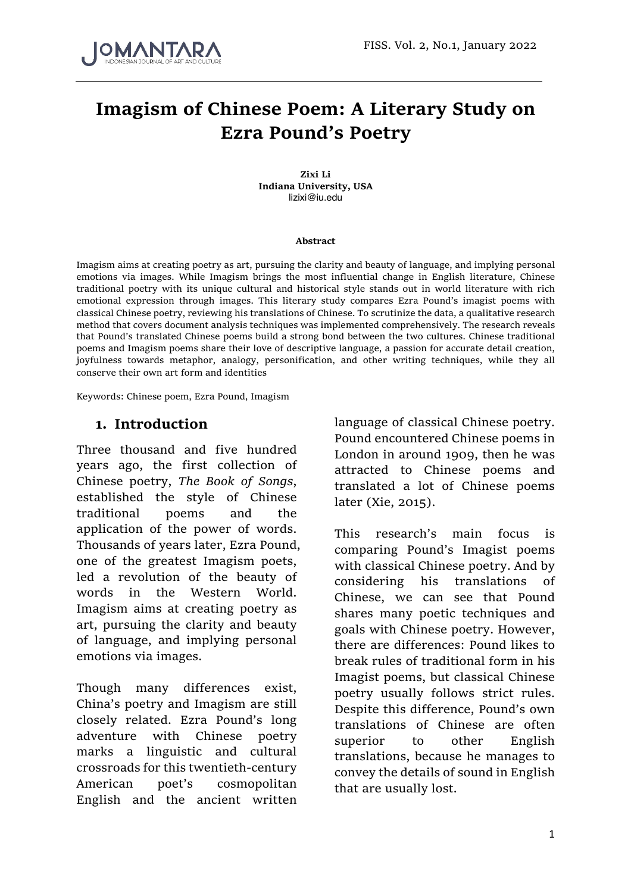# Imagism of Chinese Poem: A Literary Study on Ezra Pound's Poetry

**Zixi Li**
**Indiana University, USA**
lizixi@iu.edu

**Abstract**

Imagism aims at creating poetry as art, pursuing the clarity and beauty of language, and implying personal emotions via images. While Imagism brings the most influential change in English literature, Chinese traditional poetry with its unique cultural and historical style stands out in world literature with rich emotional expression through images. This literary study compares Ezra Pound's imagist poems with classical Chinese poetry, reviewing his translations of Chinese. To scrutinize the data, a qualitative research method that covers document analysis techniques was implemented comprehensively. The research reveals that Pound's translated Chinese poems build a strong bond between the two cultures. Chinese traditional poems and Imagism poems share their love of descriptive language, a passion for accurate detail creation, joyfulness towards metaphor, analogy, personification, and other writing techniques, while they all conserve their own art form and identities

Keywords: Chinese poem, Ezra Pound, Imagism

## 1. Introduction

Three thousand and five hundred years ago, the first collection of Chinese poetry, *The Book of Songs*, established the style of Chinese traditional poems and the application of the power of words. Thousands of years later, Ezra Pound, one of the greatest Imagism poets, led a revolution of the beauty of words in the Western World. Imagism aims at creating poetry as art, pursuing the clarity and beauty of language, and implying personal emotions via images.

Though many differences exist, China's poetry and Imagism are still closely related. Ezra Pound's long adventure with Chinese poetry marks a linguistic and cultural crossroads for this twentieth-century American poet's cosmopolitan English and the ancient written language of classical Chinese poetry. Pound encountered Chinese poems in London in around 1909, then he was attracted to Chinese poems and translated a lot of Chinese poems later (Xie, 2015).

This research's main focus is comparing Pound's Imagist poems with classical Chinese poetry. And by considering his translations of Chinese, we can see that Pound shares many poetic techniques and goals with Chinese poetry. However, there are differences: Pound likes to break rules of traditional form in his Imagist poems, but classical Chinese poetry usually follows strict rules. Despite this difference, Pound's own translations of Chinese are often superior to other English translations, because he manages to convey the details of sound in English that are usually lost.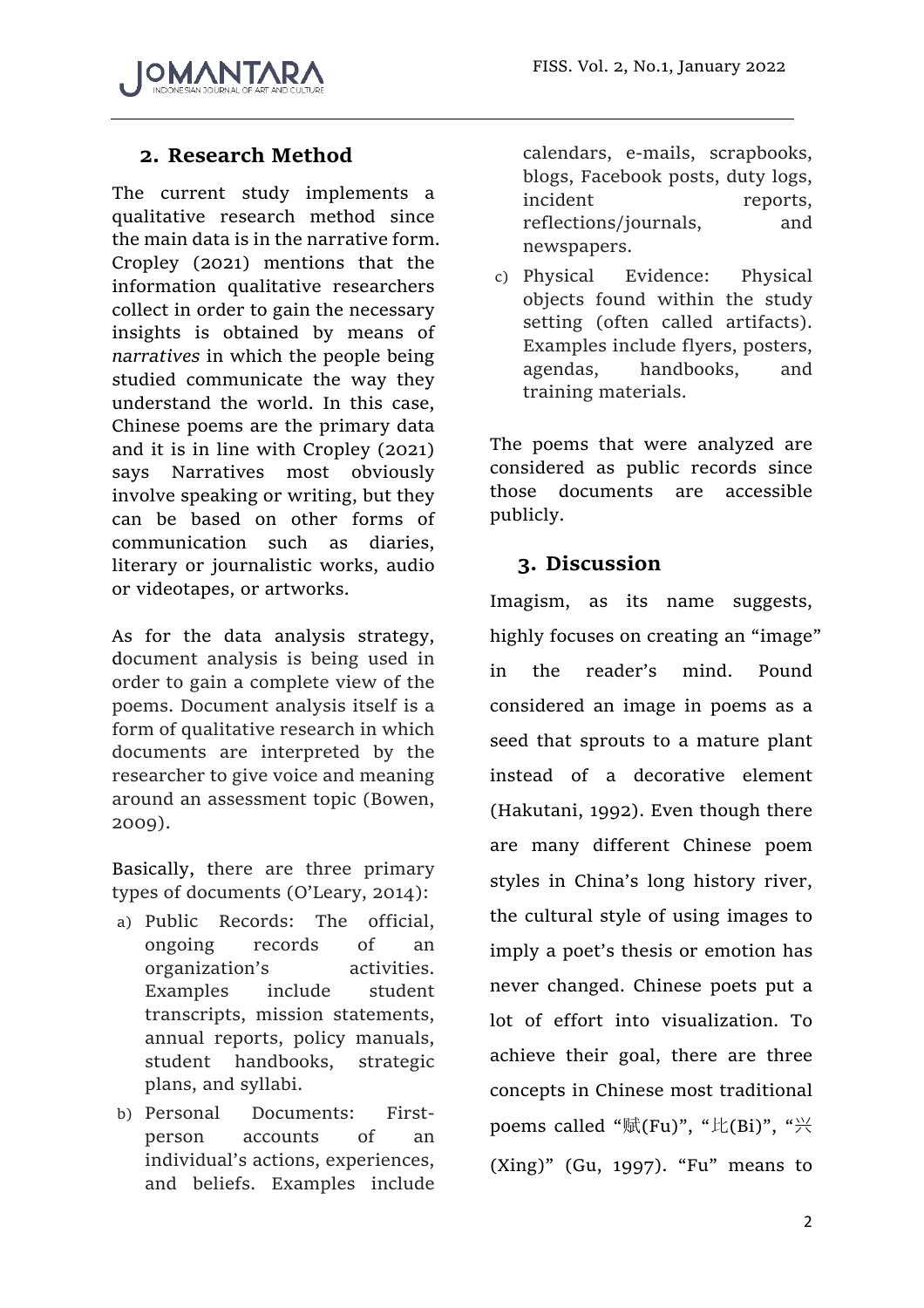## 2. Research Method

The current study implements a qualitative research method since the main data is in the narrative form. Cropley (2021) mentions that the information qualitative researchers collect in order to gain the necessary insights is obtained by means of *narratives* in which the people being studied communicate the way they understand the world. In this case, Chinese poems are the primary data and it is in line with Cropley (2021) says Narratives most obviously involve speaking or writing, but they can be based on other forms of communication such as diaries, literary or journalistic works, audio or videotapes, or artworks.

As for the data analysis strategy, document analysis is being used in order to gain a complete view of the poems. Document analysis itself is a form of qualitative research in which documents are interpreted by the researcher to give voice and meaning around an assessment topic (Bowen, 2009).

Basically, there are three primary types of documents (O'Leary, 2014):

a) Public Records: The official, ongoing records of an organization's activities. Examples include student transcripts, mission statements, annual reports, policy manuals, student handbooks, strategic plans, and syllabi.
b) Personal Documents: First-person accounts of an individual's actions, experiences, and beliefs. Examples include calendars, e-mails, scrapbooks, blogs, Facebook posts, duty logs, incident reports, reflections/journals, and newspapers.
c) Physical Evidence: Physical objects found within the study setting (often called artifacts). Examples include flyers, posters, agendas, handbooks, and training materials.

The poems that were analyzed are considered as public records since those documents are accessible publicly.

## 3. Discussion

Imagism, as its name suggests, highly focuses on creating an "image" in the reader's mind. Pound considered an image in poems as a seed that sprouts to a mature plant instead of a decorative element (Hakutani, 1992). Even though there are many different Chinese poem styles in China's long history river, the cultural style of using images to imply a poet's thesis or emotion has never changed. Chinese poets put a lot of effort into visualization. To achieve their goal, there are three concepts in Chinese most traditional poems called "赋(Fu)", "比(Bi)", "兴(Xing)" (Gu, 1997). "Fu" means to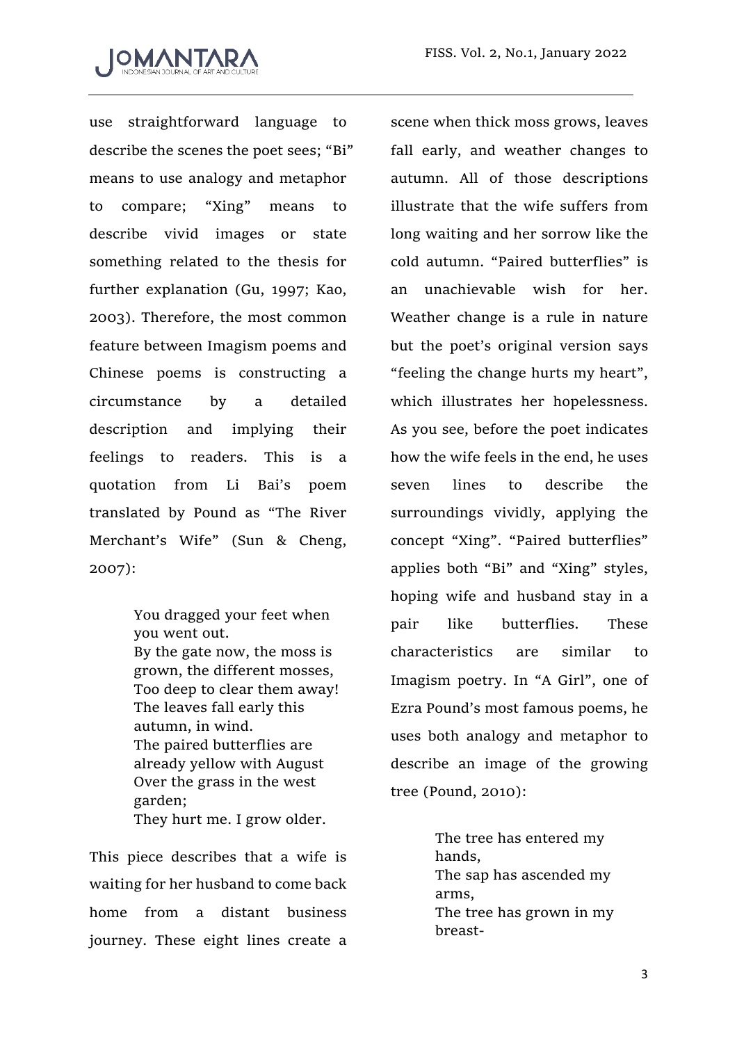use straightforward language to describe the scenes the poet sees; "Bi" means to use analogy and metaphor to compare; "Xing" means to describe vivid images or state something related to the thesis for further explanation (Gu, 1997; Kao, 2003). Therefore, the most common feature between Imagism poems and Chinese poems is constructing a circumstance by a detailed description and implying their feelings to readers. This is a quotation from Li Bai's poem translated by Pound as "The River Merchant's Wife" (Sun & Cheng, 2007):

> You dragged your feet when you went out.
> By the gate now, the moss is grown, the different mosses,
> Too deep to clear them away!
> The leaves fall early this autumn, in wind.
> The paired butterflies are already yellow with August
> Over the grass in the west garden;
> They hurt me. I grow older.

This piece describes that a wife is waiting for her husband to come back home from a distant business journey. These eight lines create a scene when thick moss grows, leaves fall early, and weather changes to autumn. All of those descriptions illustrate that the wife suffers from long waiting and her sorrow like the cold autumn. "Paired butterflies" is an unachievable wish for her. Weather change is a rule in nature but the poet's original version says "feeling the change hurts my heart", which illustrates her hopelessness. As you see, before the poet indicates how the wife feels in the end, he uses seven lines to describe the surroundings vividly, applying the concept "Xing". "Paired butterflies" applies both "Bi" and "Xing" styles, hoping wife and husband stay in a pair like butterflies. These characteristics are similar to Imagism poetry. In "A Girl", one of Ezra Pound's most famous poems, he uses both analogy and metaphor to describe an image of the growing tree (Pound, 2010):

> The tree has entered my hands,
> The sap has ascended my arms,
> The tree has grown in my breast-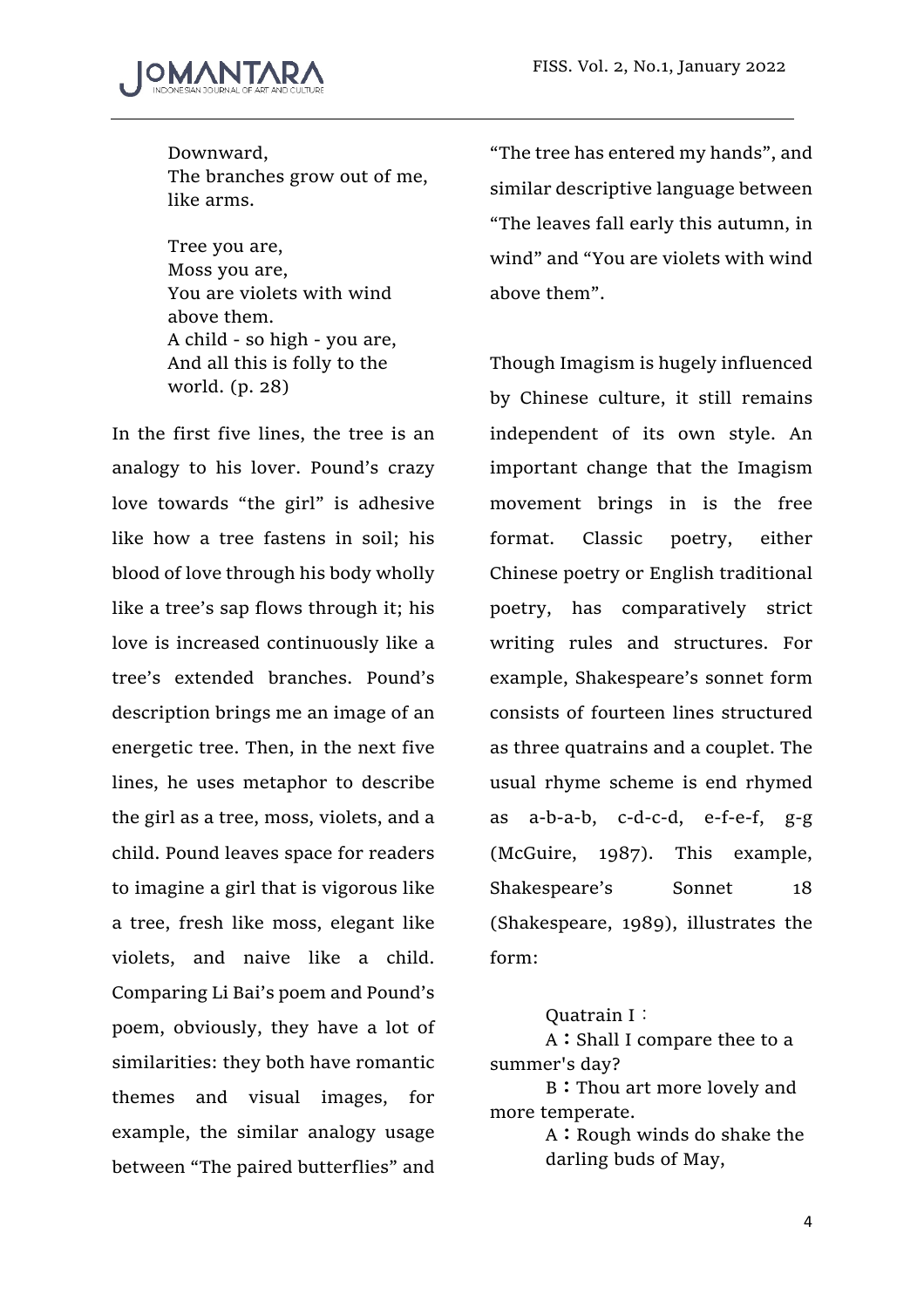> Downward,
> The branches grow out of me,
> like arms.
>
> Tree you are,
> Moss you are,
> You are violets with wind
> above them.
> A child - so high - you are,
> And all this is folly to the
> world. (p. 28)

In the first five lines, the tree is an analogy to his lover. Pound's crazy love towards "the girl" is adhesive like how a tree fastens in soil; his blood of love through his body wholly like a tree's sap flows through it; his love is increased continuously like a tree's extended branches. Pound's description brings me an image of an energetic tree. Then, in the next five lines, he uses metaphor to describe the girl as a tree, moss, violets, and a child. Pound leaves space for readers to imagine a girl that is vigorous like a tree, fresh like moss, elegant like violets, and naive like a child. Comparing Li Bai's poem and Pound's poem, obviously, they have a lot of similarities: they both have romantic themes and visual images, for example, the similar analogy usage between "The paired butterflies" and "The tree has entered my hands", and similar descriptive language between "The leaves fall early this autumn, in wind" and "You are violets with wind above them".

Though Imagism is hugely influenced by Chinese culture, it still remains independent of its own style. An important change that the Imagism movement brings in is the free format. Classic poetry, either Chinese poetry or English traditional poetry, has comparatively strict writing rules and structures. For example, Shakespeare's sonnet form consists of fourteen lines structured as three quatrains and a couplet. The usual rhyme scheme is end rhymed as a-b-a-b, c-d-c-d, e-f-e-f, g-g (McGuire, 1987). This example, Shakespeare's Sonnet 18 (Shakespeare, 1989), illustrates the form:

> Quatrain I：
> A：Shall I compare thee to a summer's day?
> B：Thou art more lovely and more temperate.
> A：Rough winds do shake the darling buds of May,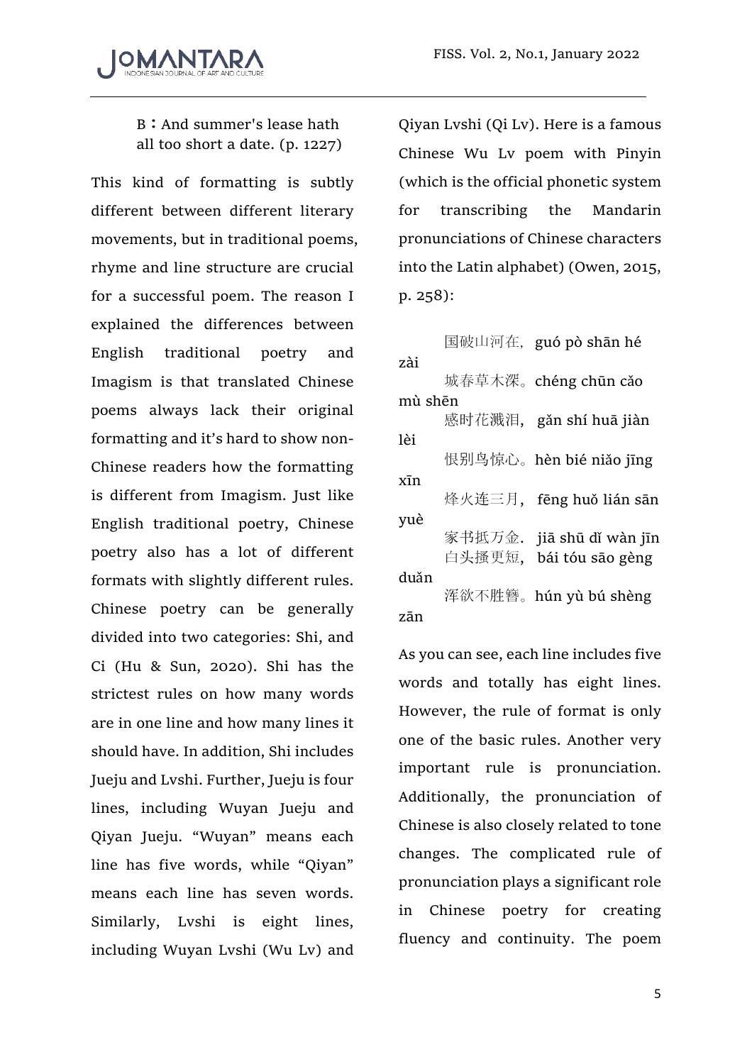B：And summer's lease hath all too short a date. (p. 1227)

This kind of formatting is subtly different between different literary movements, but in traditional poems, rhyme and line structure are crucial for a successful poem. The reason I explained the differences between English traditional poetry and Imagism is that translated Chinese poems always lack their original formatting and it's hard to show non-Chinese readers how the formatting is different from Imagism. Just like English traditional poetry, Chinese poetry also has a lot of different formats with slightly different rules. Chinese poetry can be generally divided into two categories: Shi, and Ci (Hu & Sun, 2020). Shi has the strictest rules on how many words are in one line and how many lines it should have. In addition, Shi includes Jueju and Lvshi. Further, Jueju is four lines, including Wuyan Jueju and Qiyan Jueju. "Wuyan" means each line has five words, while "Qiyan" means each line has seven words. Similarly, Lvshi is eight lines, including Wuyan Lvshi (Wu Lv) and Qiyan Lvshi (Qi Lv). Here is a famous Chinese Wu Lv poem with Pinyin (which is the official phonetic system for transcribing the Mandarin pronunciations of Chinese characters into the Latin alphabet) (Owen, 2015, p. 258):

国破山河在，guó pò shān hé zài
城春草木深。chéng chūn cǎo mù shēn
感时花溅泪，gǎn shí huā jiàn lèi
恨别鸟惊心。hèn bié niǎo jīng xīn
烽火连三月，fēng huǒ lián sān yuè
家书抵万金．jiā shū dǐ wàn jīn
白头搔更短，bái tóu sāo gèng duǎn
浑欲不胜簪。hún yù bú shèng zān

As you can see, each line includes five words and totally has eight lines. However, the rule of format is only one of the basic rules. Another very important rule is pronunciation. Additionally, the pronunciation of Chinese is also closely related to tone changes. The complicated rule of pronunciation plays a significant role in Chinese poetry for creating fluency and continuity. The poem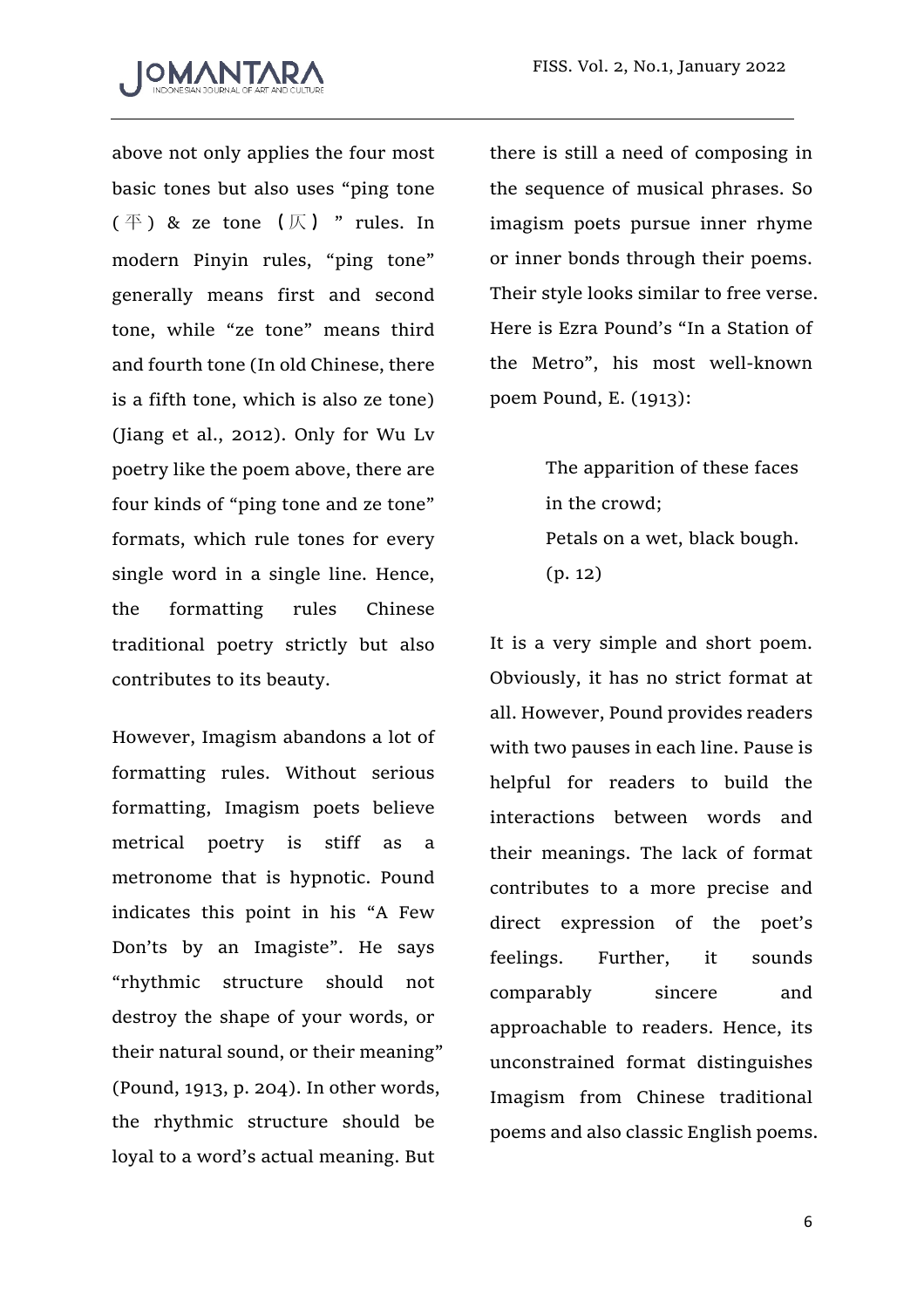above not only applies the four most basic tones but also uses "ping tone（平）& ze tone（仄）" rules. In modern Pinyin rules, "ping tone" generally means first and second tone, while "ze tone" means third and fourth tone (In old Chinese, there is a fifth tone, which is also ze tone) (Jiang et al., 2012). Only for Wu Lv poetry like the poem above, there are four kinds of "ping tone and ze tone" formats, which rule tones for every single word in a single line. Hence, the formatting rules Chinese traditional poetry strictly but also contributes to its beauty.

However, Imagism abandons a lot of formatting rules. Without serious formatting, Imagism poets believe metrical poetry is stiff as a metronome that is hypnotic. Pound indicates this point in his "A Few Don'ts by an Imagiste". He says "rhythmic structure should not destroy the shape of your words, or their natural sound, or their meaning" (Pound, 1913, p. 204). In other words, the rhythmic structure should be loyal to a word's actual meaning. But there is still a need of composing in the sequence of musical phrases. So imagism poets pursue inner rhyme or inner bonds through their poems. Their style looks similar to free verse. Here is Ezra Pound's "In a Station of the Metro", his most well-known poem Pound, E. (1913):

> The apparition of these faces in the crowd;
> Petals on a wet, black bough.
> (p. 12)

It is a very simple and short poem. Obviously, it has no strict format at all. However, Pound provides readers with two pauses in each line. Pause is helpful for readers to build the interactions between words and their meanings. The lack of format contributes to a more precise and direct expression of the poet's feelings. Further, it sounds comparably sincere and approachable to readers. Hence, its unconstrained format distinguishes Imagism from Chinese traditional poems and also classic English poems.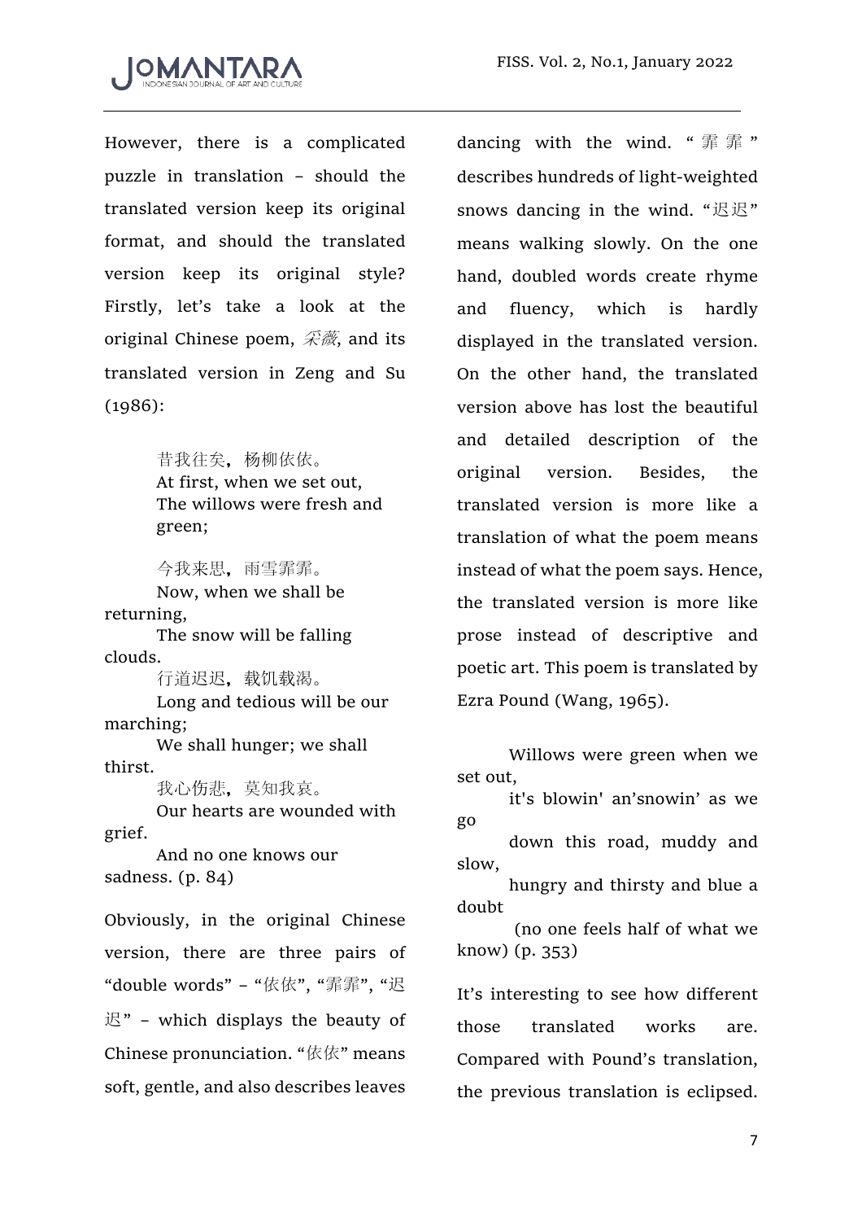However, there is a complicated puzzle in translation – should the translated version keep its original format, and should the translated version keep its original style? Firstly, let's take a look at the original Chinese poem, *采薇*, and its translated version in Zeng and Su (1986):

> 昔我往矣，杨柳依依。
> At first, when we set out,
> The willows were fresh and green;
>
> 今我来思，雨雪霏霏。
> Now, when we shall be returning,
> The snow will be falling clouds.
> 行道迟迟，载饥载渴。
> Long and tedious will be our marching;
> We shall hunger; we shall thirst.
> 我心伤悲，莫知我哀。
> Our hearts are wounded with grief.
> And no one knows our sadness. (p. 84)

Obviously, in the original Chinese version, there are three pairs of "double words" – "依依", "霏霏", "迟迟" – which displays the beauty of Chinese pronunciation. "依依" means soft, gentle, and also describes leaves dancing with the wind. "霏霏" describes hundreds of light-weighted snows dancing in the wind. "迟迟" means walking slowly. On the one hand, doubled words create rhyme and fluency, which is hardly displayed in the translated version. On the other hand, the translated version above has lost the beautiful and detailed description of the original version. Besides, the translated version is more like a translation of what the poem means instead of what the poem says. Hence, the translated version is more like prose instead of descriptive and poetic art. This poem is translated by Ezra Pound (Wang, 1965).

> Willows were green when we set out,
> it's blowin' an'snowin' as we go
> down this road, muddy and slow,
> hungry and thirsty and blue a doubt
> (no one feels half of what we know) (p. 353)

It's interesting to see how different those translated works are. Compared with Pound's translation, the previous translation is eclipsed.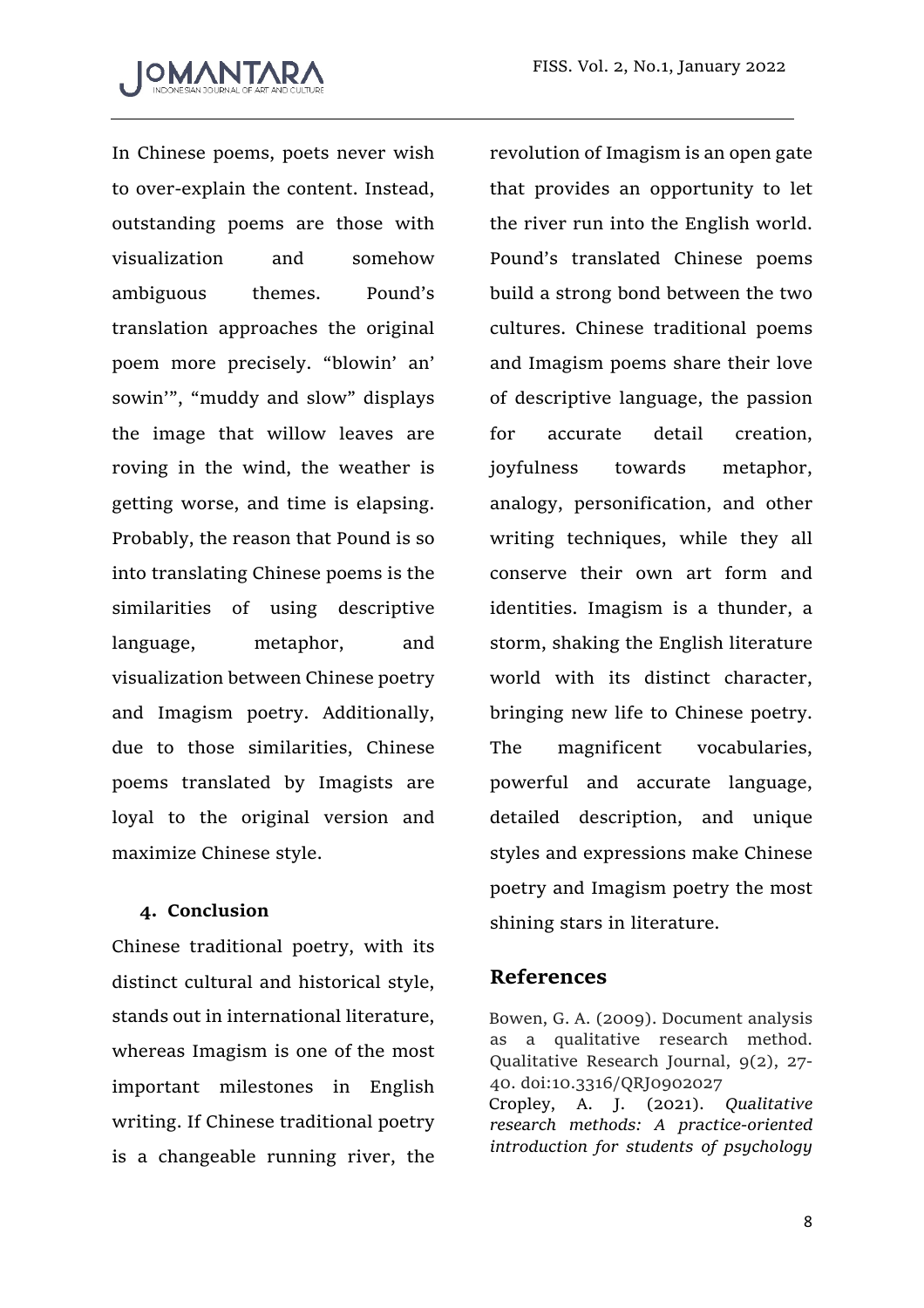In Chinese poems, poets never wish to over-explain the content. Instead, outstanding poems are those with visualization and somehow ambiguous themes. Pound's translation approaches the original poem more precisely. "blowin' an' sowin'", "muddy and slow" displays the image that willow leaves are roving in the wind, the weather is getting worse, and time is elapsing. Probably, the reason that Pound is so into translating Chinese poems is the similarities of using descriptive language, metaphor, and visualization between Chinese poetry and Imagism poetry. Additionally, due to those similarities, Chinese poems translated by Imagists are loyal to the original version and maximize Chinese style.

## 4. Conclusion

Chinese traditional poetry, with its distinct cultural and historical style, stands out in international literature, whereas Imagism is one of the most important milestones in English writing. If Chinese traditional poetry is a changeable running river, the revolution of Imagism is an open gate that provides an opportunity to let the river run into the English world. Pound's translated Chinese poems build a strong bond between the two cultures. Chinese traditional poems and Imagism poems share their love of descriptive language, the passion for accurate detail creation, joyfulness towards metaphor, analogy, personification, and other writing techniques, while they all conserve their own art form and identities. Imagism is a thunder, a storm, shaking the English literature world with its distinct character, bringing new life to Chinese poetry. The magnificent vocabularies, powerful and accurate language, detailed description, and unique styles and expressions make Chinese poetry and Imagism poetry the most shining stars in literature.

## References

Bowen, G. A. (2009). Document analysis as a qualitative research method. Qualitative Research Journal, 9(2), 27-40. doi:10.3316/QRJ0902027

Cropley, A. J. (2021). *Qualitative research methods: A practice-oriented introduction for students of psychology*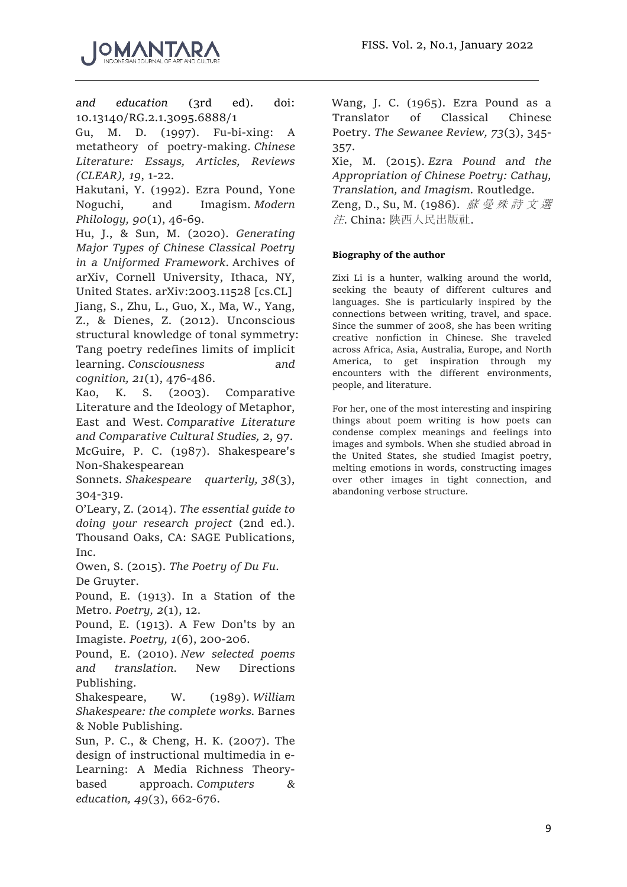*and education* (3rd ed). doi: 10.13140/RG.2.1.3095.6888/1

Gu, M. D. (1997). Fu-bi-xing: A metatheory of poetry-making. *Chinese Literature: Essays, Articles, Reviews (CLEAR), 19*, 1-22.

Hakutani, Y. (1992). Ezra Pound, Yone Noguchi, and Imagism. *Modern Philology, 90*(1), 46-69.

Hu, J., & Sun, M. (2020). *Generating Major Types of Chinese Classical Poetry in a Uniformed Framework*. Archives of arXiv, Cornell University, Ithaca, NY, United States. arXiv:2003.11528 [cs.CL]

Jiang, S., Zhu, L., Guo, X., Ma, W., Yang, Z., & Dienes, Z. (2012). Unconscious structural knowledge of tonal symmetry: Tang poetry redefines limits of implicit learning. *Consciousness and cognition, 21*(1), 476-486.

Kao, K. S. (2003). Comparative Literature and the Ideology of Metaphor, East and West. *Comparative Literature and Comparative Cultural Studies, 2*, 97.

McGuire, P. C. (1987). Shakespeare's Non-Shakespearean Sonnets. *Shakespeare quarterly, 38*(3), 304-319.

O'Leary, Z. (2014). *The essential guide to doing your research project* (2nd ed.). Thousand Oaks, CA: SAGE Publications, Inc.

Owen, S. (2015). *The Poetry of Du Fu*. De Gruyter.

Pound, E. (1913). In a Station of the Metro. *Poetry, 2*(1), 12.

Pound, E. (1913). A Few Don'ts by an Imagiste. *Poetry, 1*(6), 200-206.

Pound, E. (2010). *New selected poems and translation*. New Directions Publishing.

Shakespeare, W. (1989). *William Shakespeare: the complete works*. Barnes & Noble Publishing.

Sun, P. C., & Cheng, H. K. (2007). The design of instructional multimedia in e-Learning: A Media Richness Theory-based approach. *Computers & education, 49*(3), 662-676.

Wang, J. C. (1965). Ezra Pound as a Translator of Classical Chinese Poetry. *The Sewanee Review, 73*(3), 345-357.

Xie, M. (2015). *Ezra Pound and the Appropriation of Chinese Poetry: Cathay, Translation, and Imagism*. Routledge.

Zeng, D., Su, M. (1986). *蘇曼殊詩文選注*. China: 陕西人民出版社.

**Biography of the author**

Zixi Li is a hunter, walking around the world, seeking the beauty of different cultures and languages. She is particularly inspired by the connections between writing, travel, and space. Since the summer of 2008, she has been writing creative nonfiction in Chinese. She traveled across Africa, Asia, Australia, Europe, and North America, to get inspiration through my encounters with the different environments, people, and literature.

For her, one of the most interesting and inspiring things about poem writing is how poets can condense complex meanings and feelings into images and symbols. When she studied abroad in the United States, she studied Imagist poetry, melting emotions in words, constructing images over other images in tight connection, and abandoning verbose structure.